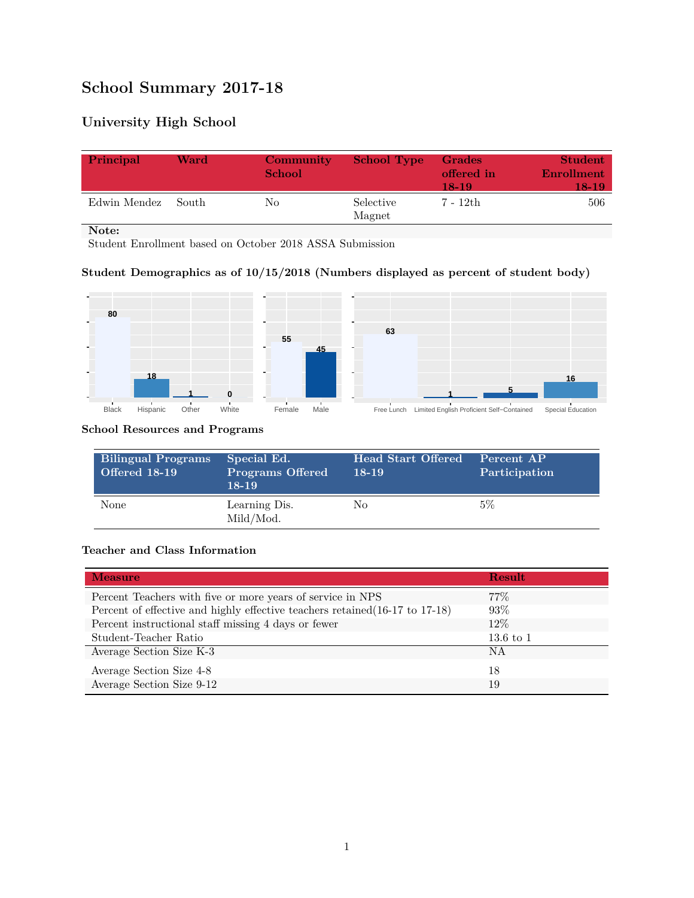# School Summary 2017-18

## University High School

| Principal | Ward | Community School | School Type | Grades offered in 18-19 | Student Enrollment 18-19 |
|---|---|---|---|---|---|
| Edwin Mendez | South | No | Selective Magnet | 7 - 12th | 506 |

**Note:**
Student Enrollment based on October 2018 ASSA Submission

### Student Demographics as of 10/15/2018 (Numbers displayed as percent of student body)

| Black | Hispanic | Other | White |
|---|---|---|---|
| 80 | 18 | 1 | 0 |

| Female | Male |
|---|---|
| 55 | 45 |

| Free Lunch | Limited English Proficient | Self-Contained | Special Education |
|---|---|---|---|
| 63 | 1 | 5 | 16 |

### School Resources and Programs

| Bilingual Programs Offered 18-19 | Special Ed. Programs Offered 18-19 | Head Start Offered 18-19 | Percent AP Participation |
|---|---|---|---|
| None | Learning Dis. Mild/Mod. | No | 5% |

### Teacher and Class Information

| Measure | Result |
|---|---|
| Percent Teachers with five or more years of service in NPS | 77% |
| Percent of effective and highly effective teachers retained(16-17 to 17-18) | 93% |
| Percent instructional staff missing 4 days or fewer | 12% |
| Student-Teacher Ratio | 13.6 to 1 |
| Average Section Size K-3 | NA |
| Average Section Size 4-8 | 18 |
| Average Section Size 9-12 | 19 |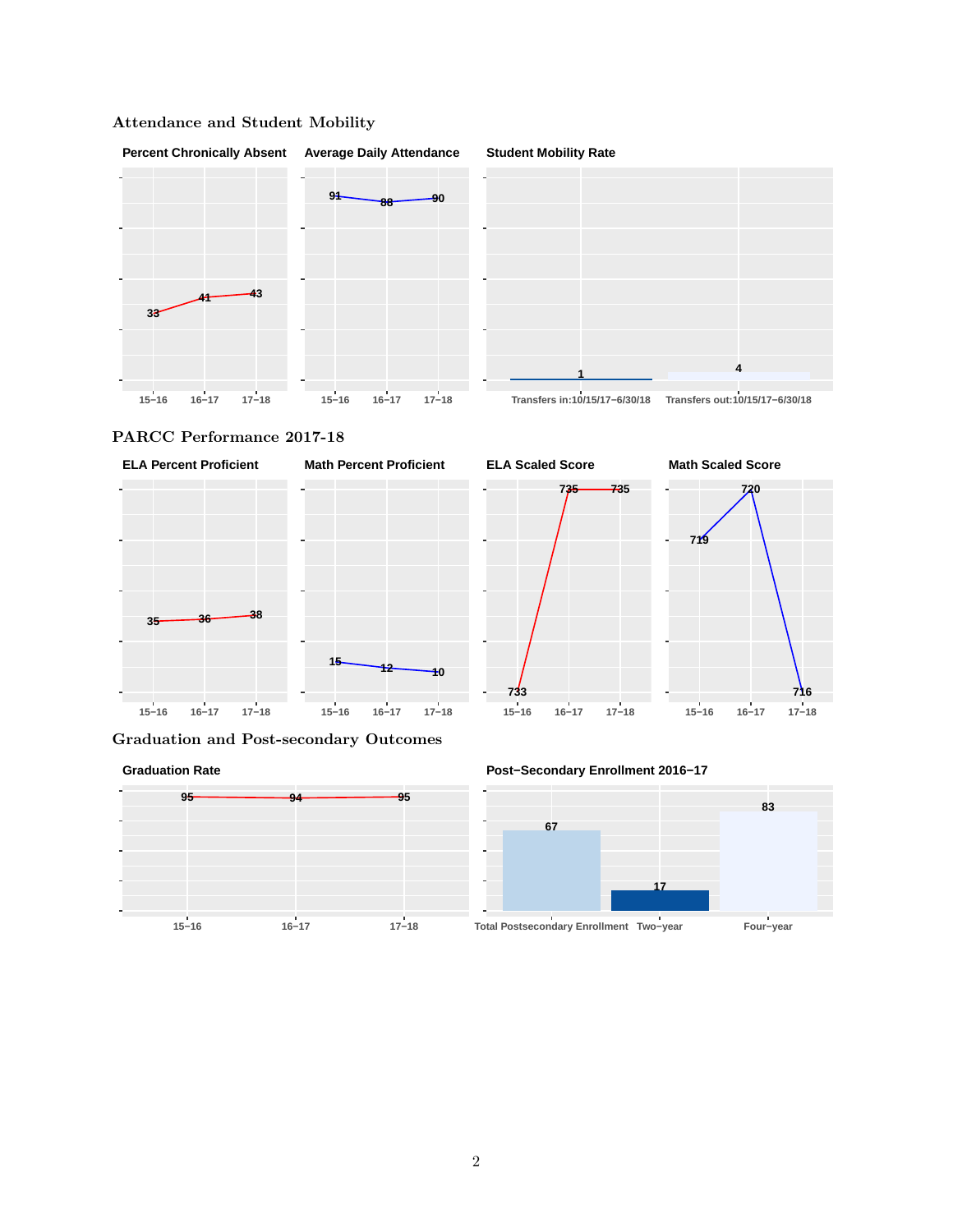## Attendance and Student Mobility

**Percent Chronically Absent**

33
41
43

15–16 16–17 17–18

**Average Daily Attendance**

91
88
90

15–16 16–17 17–18

**Student Mobility Rate**

1
4

Transfers in:10/15/17–6/30/18 Transfers out:10/15/17–6/30/18

## PARCC Performance 2017-18

**ELA Percent Proficient**

35
36
38

15–16 16–17 17–18

**Math Percent Proficient**

15
12
10

15–16 16–17 17–18

**ELA Scaled Score**

733
735
735

15–16 16–17 17–18

**Math Scaled Score**

719
720
716

15–16 16–17 17–18

## Graduation and Post-secondary Outcomes

**Graduation Rate**

95
94
95

15–16 16–17 17–18

**Post−Secondary Enrollment 2016−17**

67
17
83

Total Postsecondary Enrollment Two−year Four−year